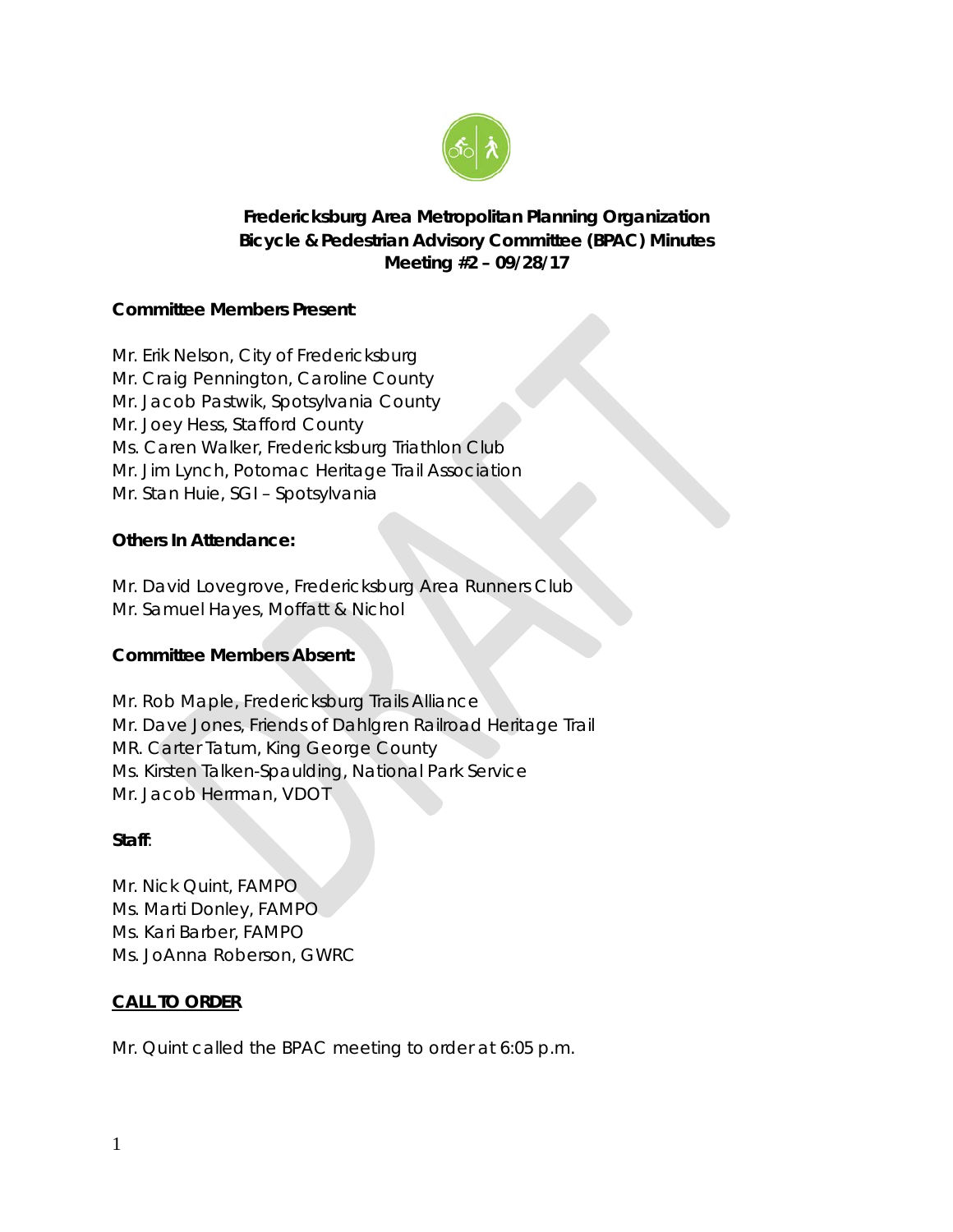**Fredericksburg Area Metropolitan Planning Organization**
**Bicycle & Pedestrian Advisory Committee (BPAC) Minutes**
**Meeting #2 – 09/28/17**

**Committee Members Present:**

Mr. Erik Nelson, City of Fredericksburg
Mr. Craig Pennington, Caroline County
Mr. Jacob Pastwik, Spotsylvania County
Mr. Joey Hess, Stafford County
Ms. Caren Walker, Fredericksburg Triathlon Club
Mr. Jim Lynch, Potomac Heritage Trail Association
Mr. Stan Huie, SGI – Spotsylvania

**Others In Attendance:**

Mr. David Lovegrove, Fredericksburg Area Runners Club
Mr. Samuel Hayes, Moffatt & Nichol

**Committee Members Absent:**

Mr. Rob Maple, Fredericksburg Trails Alliance
Mr. Dave Jones, Friends of Dahlgren Railroad Heritage Trail
MR. Carter Tatum, King George County
Ms. Kirsten Talken-Spaulding, National Park Service
Mr. Jacob Herrman, VDOT

**Staff**:

Mr. Nick Quint, FAMPO
Ms. Marti Donley, FAMPO
Ms. Kari Barber, FAMPO
Ms. JoAnna Roberson, GWRC

**CALL TO ORDER**

Mr. Quint called the BPAC meeting to order at 6:05 p.m.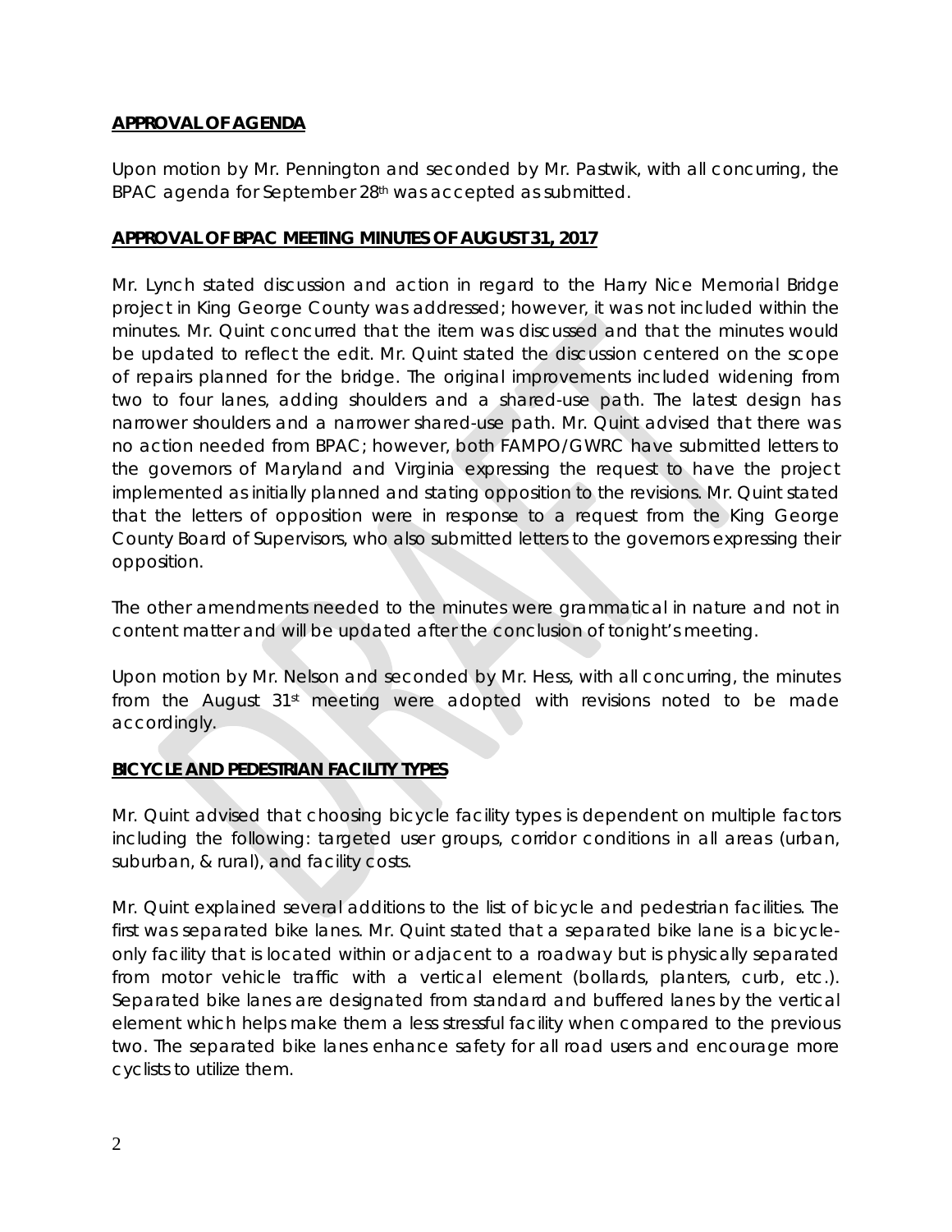## APPROVAL OF AGENDA

Upon motion by Mr. Pennington and seconded by Mr. Pastwik, with all concurring, the BPAC agenda for September 28th was accepted as submitted.

## APPROVAL OF BPAC MEETING MINUTES OF AUGUST 31, 2017

Mr. Lynch stated discussion and action in regard to the Harry Nice Memorial Bridge project in King George County was addressed; however, it was not included within the minutes. Mr. Quint concurred that the item was discussed and that the minutes would be updated to reflect the edit. Mr. Quint stated the discussion centered on the scope of repairs planned for the bridge. The original improvements included widening from two to four lanes, adding shoulders and a shared-use path. The latest design has narrower shoulders and a narrower shared-use path. Mr. Quint advised that there was no action needed from BPAC; however, both FAMPO/GWRC have submitted letters to the governors of Maryland and Virginia expressing the request to have the project implemented as initially planned and stating opposition to the revisions. Mr. Quint stated that the letters of opposition were in response to a request from the King George County Board of Supervisors, who also submitted letters to the governors expressing their opposition.

The other amendments needed to the minutes were grammatical in nature and not in content matter and will be updated after the conclusion of tonight's meeting.

Upon motion by Mr. Nelson and seconded by Mr. Hess, with all concurring, the minutes from the August 31st meeting were adopted with revisions noted to be made accordingly.

## BICYCLE AND PEDESTRIAN FACILITY TYPES

Mr. Quint advised that choosing bicycle facility types is dependent on multiple factors including the following: targeted user groups, corridor conditions in all areas (urban, suburban, & rural), and facility costs.

Mr. Quint explained several additions to the list of bicycle and pedestrian facilities. The first was separated bike lanes. Mr. Quint stated that a separated bike lane is a bicycle-only facility that is located within or adjacent to a roadway but is physically separated from motor vehicle traffic with a vertical element (bollards, planters, curb, etc.). Separated bike lanes are designated from standard and buffered lanes by the vertical element which helps make them a less stressful facility when compared to the previous two. The separated bike lanes enhance safety for all road users and encourage more cyclists to utilize them.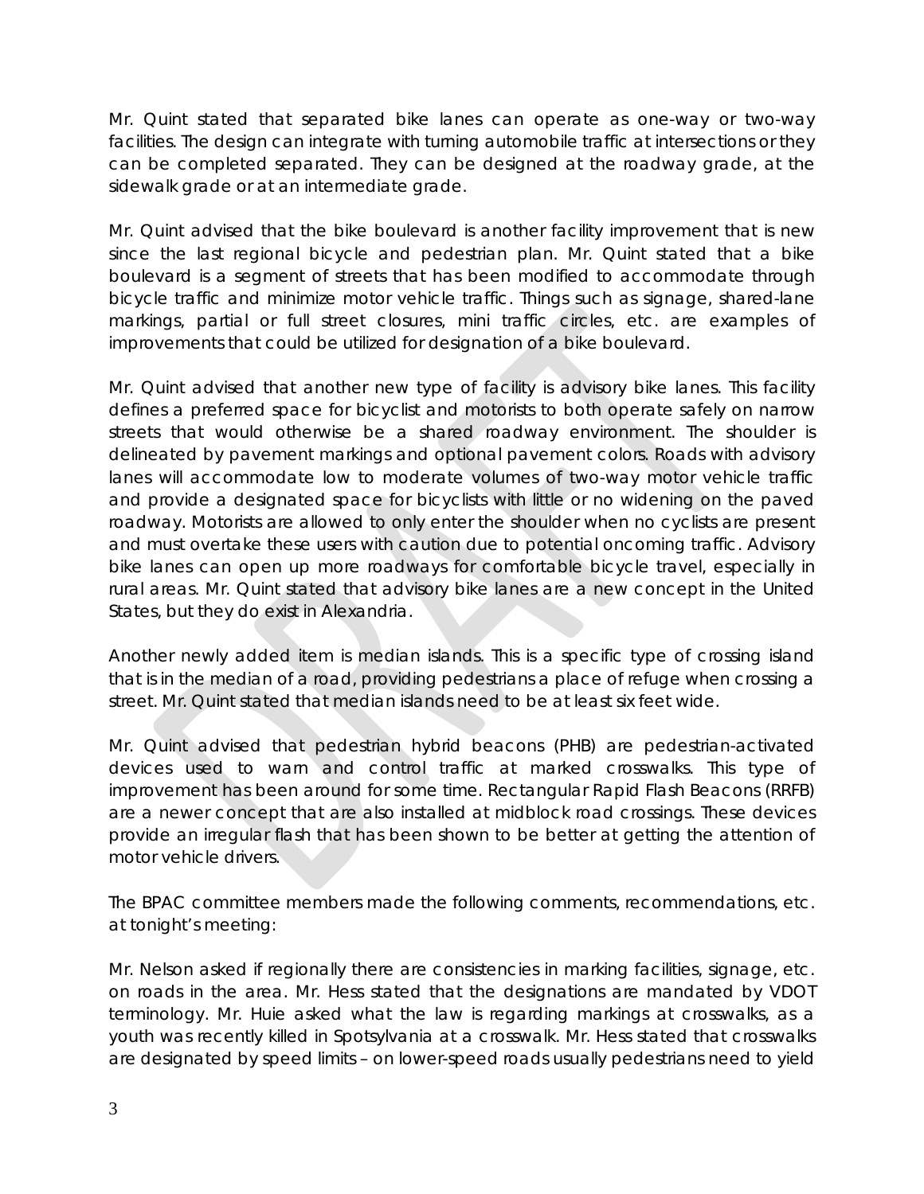Mr. Quint stated that separated bike lanes can operate as one-way or two-way facilities. The design can integrate with turning automobile traffic at intersections or they can be completed separated. They can be designed at the roadway grade, at the sidewalk grade or at an intermediate grade.

Mr. Quint advised that the bike boulevard is another facility improvement that is new since the last regional bicycle and pedestrian plan. Mr. Quint stated that a bike boulevard is a segment of streets that has been modified to accommodate through bicycle traffic and minimize motor vehicle traffic. Things such as signage, shared-lane markings, partial or full street closures, mini traffic circles, etc. are examples of improvements that could be utilized for designation of a bike boulevard.

Mr. Quint advised that another new type of facility is advisory bike lanes. This facility defines a preferred space for bicyclist and motorists to both operate safely on narrow streets that would otherwise be a shared roadway environment. The shoulder is delineated by pavement markings and optional pavement colors. Roads with advisory lanes will accommodate low to moderate volumes of two-way motor vehicle traffic and provide a designated space for bicyclists with little or no widening on the paved roadway. Motorists are allowed to only enter the shoulder when no cyclists are present and must overtake these users with caution due to potential oncoming traffic. Advisory bike lanes can open up more roadways for comfortable bicycle travel, especially in rural areas. Mr. Quint stated that advisory bike lanes are a new concept in the United States, but they do exist in Alexandria.

Another newly added item is median islands. This is a specific type of crossing island that is in the median of a road, providing pedestrians a place of refuge when crossing a street. Mr. Quint stated that median islands need to be at least six feet wide.

Mr. Quint advised that pedestrian hybrid beacons (PHB) are pedestrian-activated devices used to warn and control traffic at marked crosswalks. This type of improvement has been around for some time. Rectangular Rapid Flash Beacons (RRFB) are a newer concept that are also installed at midblock road crossings. These devices provide an irregular flash that has been shown to be better at getting the attention of motor vehicle drivers.

The BPAC committee members made the following comments, recommendations, etc. at tonight's meeting:

Mr. Nelson asked if regionally there are consistencies in marking facilities, signage, etc. on roads in the area. Mr. Hess stated that the designations are mandated by VDOT terminology. Mr. Huie asked what the law is regarding markings at crosswalks, as a youth was recently killed in Spotsylvania at a crosswalk. Mr. Hess stated that crosswalks are designated by speed limits – on lower-speed roads usually pedestrians need to yield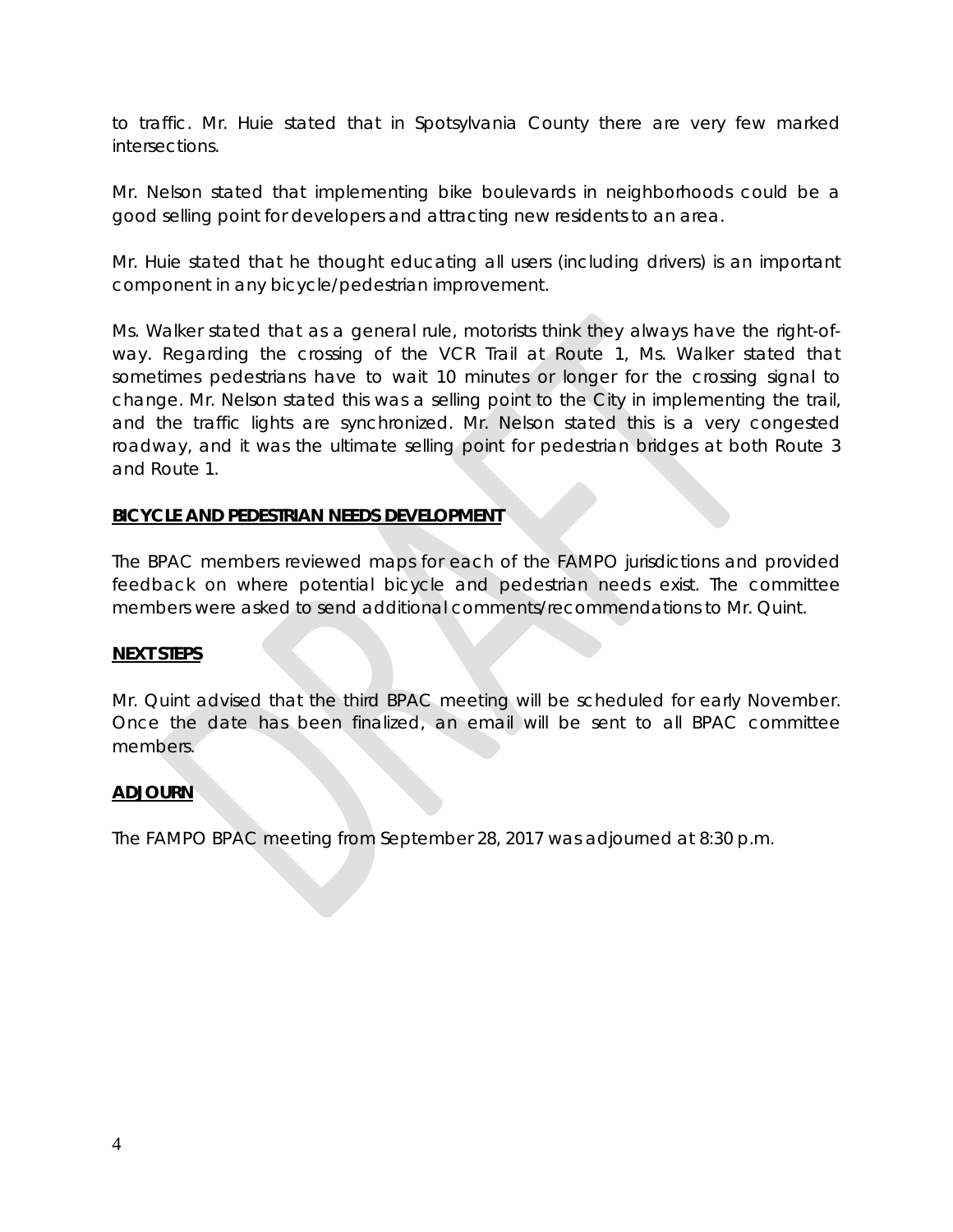to traffic. Mr. Huie stated that in Spotsylvania County there are very few marked intersections.

Mr. Nelson stated that implementing bike boulevards in neighborhoods could be a good selling point for developers and attracting new residents to an area.

Mr. Huie stated that he thought educating all users (including drivers) is an important component in any bicycle/pedestrian improvement.

Ms. Walker stated that as a general rule, motorists think they always have the right-of-way. Regarding the crossing of the VCR Trail at Route 1, Ms. Walker stated that sometimes pedestrians have to wait 10 minutes or longer for the crossing signal to change. Mr. Nelson stated this was a selling point to the City in implementing the trail, and the traffic lights are synchronized. Mr. Nelson stated this is a very congested roadway, and it was the ultimate selling point for pedestrian bridges at both Route 3 and Route 1.

**BICYCLE AND PEDESTRIAN NEEDS DEVELOPMENT**

The BPAC members reviewed maps for each of the FAMPO jurisdictions and provided feedback on where potential bicycle and pedestrian needs exist. The committee members were asked to send additional comments/recommendations to Mr. Quint.

**NEXT STEPS**

Mr. Quint advised that the third BPAC meeting will be scheduled for early November. Once the date has been finalized, an email will be sent to all BPAC committee members.

**ADJOURN**

The FAMPO BPAC meeting from September 28, 2017 was adjourned at 8:30 p.m.